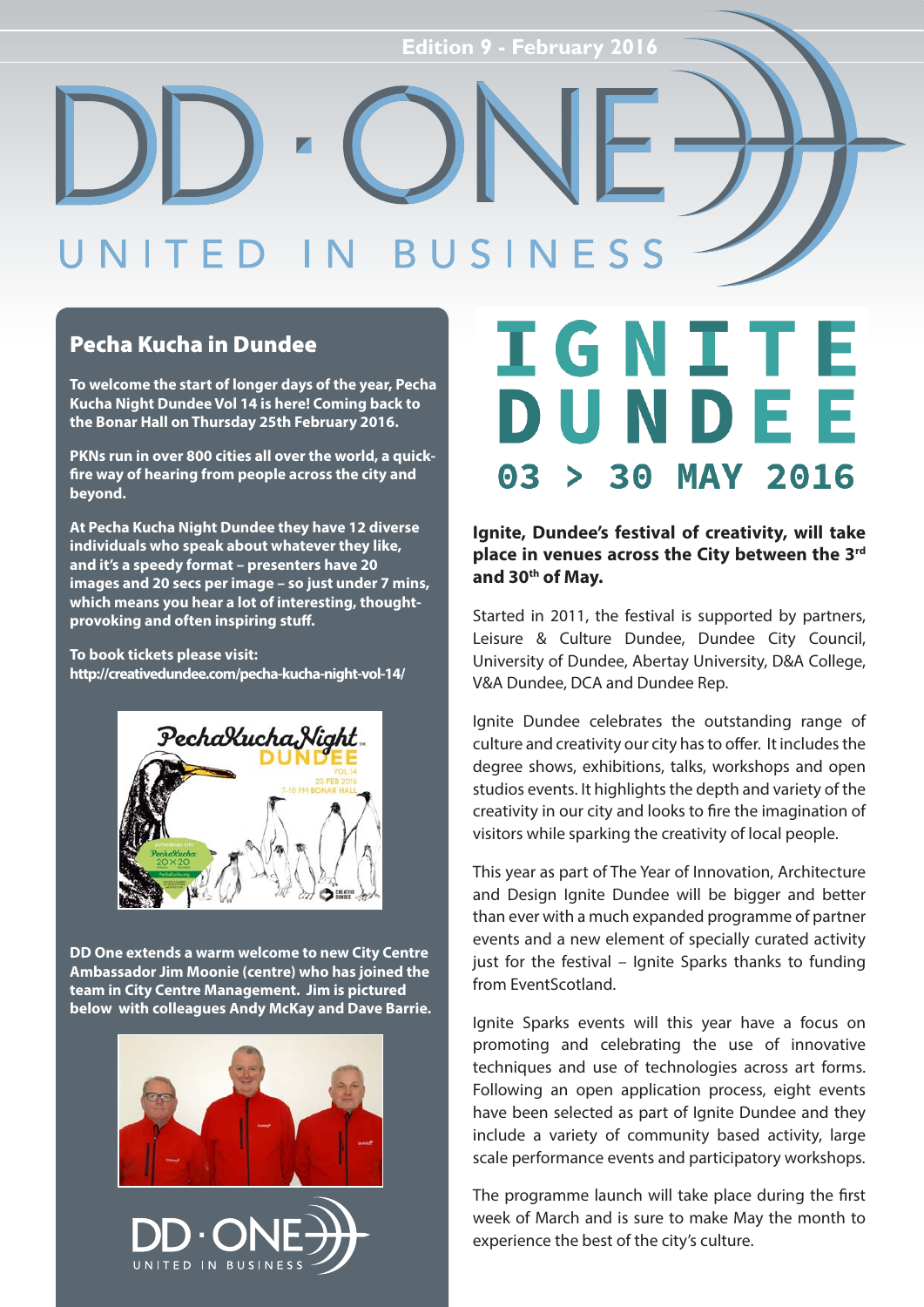Edition 9 - February 2016

# DD·ONE

UNITED IN BUSINESS

## Pecha Kucha in Dundee

**To welcome the start of longer days of the year, Pecha Kucha Night Dundee Vol 14 is here! Coming back to the Bonar Hall on Thursday 25th February 2016.**

**PKNs run in over 800 cities all over the world, a quick-fire way of hearing from people across the city and beyond.**

**At Pecha Kucha Night Dundee they have 12 diverse individuals who speak about whatever they like, and it's a speedy format – presenters have 20 images and 20 secs per image – so just under 7 mins, which means you hear a lot of interesting, thought-provoking and often inspiring stuff.**

**To book tickets please visit:**
**http://creativedundee.com/pecha-kucha-night-vol-14/**

**DD One extends a warm welcome to new City Centre Ambassador Jim Moonie (centre) who has joined the team in City Centre Management. Jim is pictured below with colleagues Andy McKay and Dave Barrie.**

## IGNITE DUNDEE
## 03 > 30 MAY 2016

**Ignite, Dundee's festival of creativity, will take place in venues across the City between the 3rd and 30th of May.**

Started in 2011, the festival is supported by partners, Leisure & Culture Dundee, Dundee City Council, University of Dundee, Abertay University, D&A College, V&A Dundee, DCA and Dundee Rep.

Ignite Dundee celebrates the outstanding range of culture and creativity our city has to offer. It includes the degree shows, exhibitions, talks, workshops and open studios events. It highlights the depth and variety of the creativity in our city and looks to fire the imagination of visitors while sparking the creativity of local people.

This year as part of The Year of Innovation, Architecture and Design Ignite Dundee will be bigger and better than ever with a much expanded programme of partner events and a new element of specially curated activity just for the festival – Ignite Sparks thanks to funding from EventScotland.

Ignite Sparks events will this year have a focus on promoting and celebrating the use of innovative techniques and use of technologies across art forms. Following an open application process, eight events have been selected as part of Ignite Dundee and they include a variety of community based activity, large scale performance events and participatory workshops.

The programme launch will take place during the first week of March and is sure to make May the month to experience the best of the city's culture.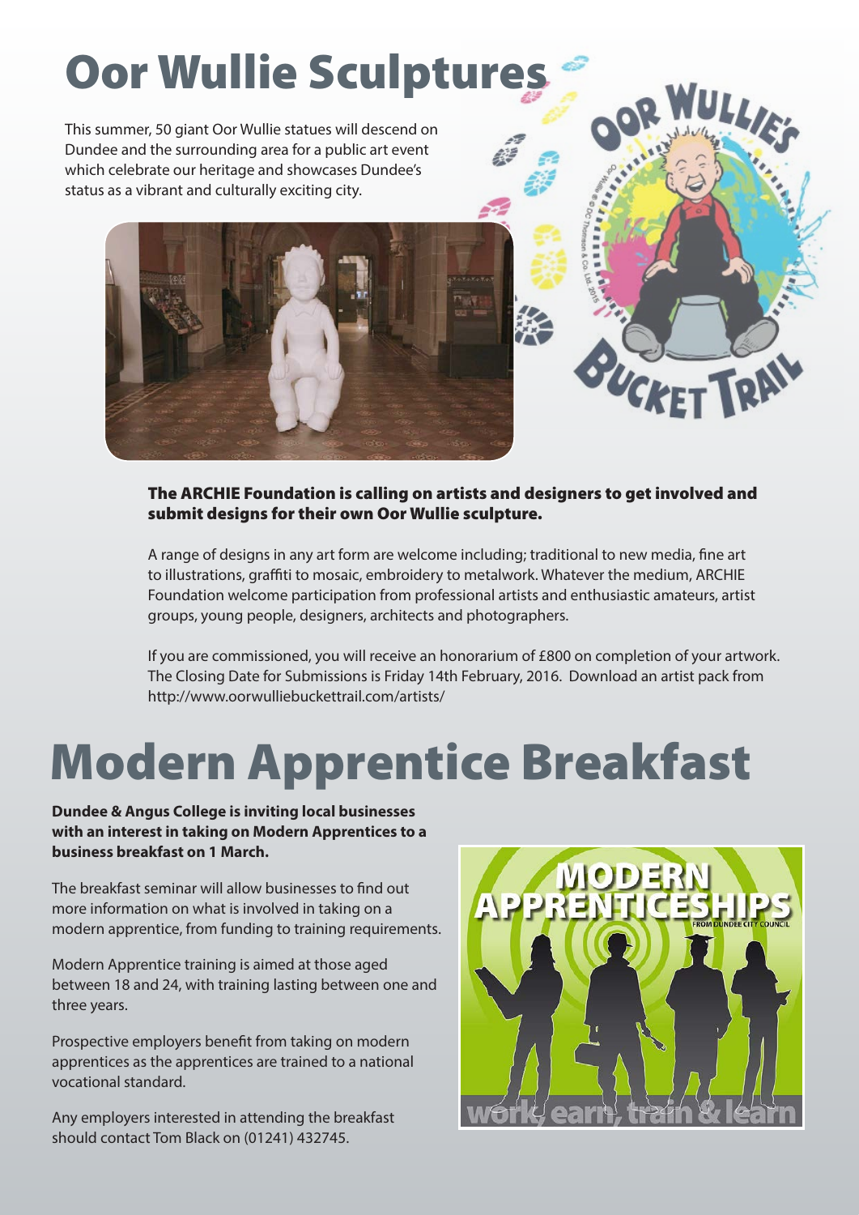# Oor Wullie Sculptures

This summer, 50 giant Oor Wullie statues will descend on Dundee and the surrounding area for a public art event which celebrate our heritage and showcases Dundee's status as a vibrant and culturally exciting city.

**The ARCHIE Foundation is calling on artists and designers to get involved and submit designs for their own Oor Wullie sculpture.**

A range of designs in any art form are welcome including; traditional to new media, fine art to illustrations, graffiti to mosaic, embroidery to metalwork. Whatever the medium, ARCHIE Foundation welcome participation from professional artists and enthusiastic amateurs, artist groups, young people, designers, architects and photographers.

If you are commissioned, you will receive an honorarium of £800 on completion of your artwork. The Closing Date for Submissions is Friday 14th February, 2016. Download an artist pack from http://www.oorwulliebuckettrail.com/artists/

# Modern Apprentice Breakfast

**Dundee & Angus College is inviting local businesses with an interest in taking on Modern Apprentices to a business breakfast on 1 March.**

The breakfast seminar will allow businesses to find out more information on what is involved in taking on a modern apprentice, from funding to training requirements.

Modern Apprentice training is aimed at those aged between 18 and 24, with training lasting between one and three years.

Prospective employers benefit from taking on modern apprentices as the apprentices are trained to a national vocational standard.

Any employers interested in attending the breakfast should contact Tom Black on (01241) 432745.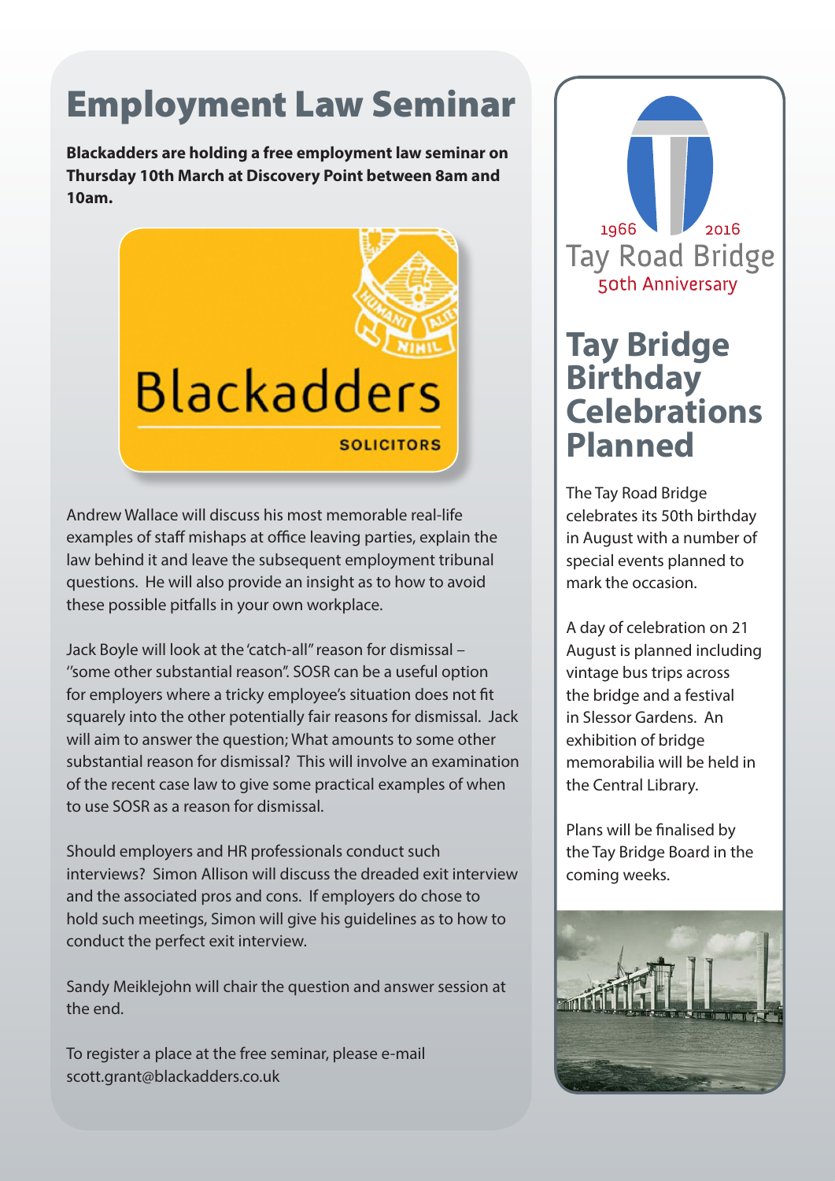# Employment Law Seminar

**Blackadders are holding a free employment law seminar on Thursday 10th March at Discovery Point between 8am and 10am.**

Blackadders

SOLICITORS

Andrew Wallace will discuss his most memorable real-life examples of staff mishaps at office leaving parties, explain the law behind it and leave the subsequent employment tribunal questions. He will also provide an insight as to how to avoid these possible pitfalls in your own workplace.

Jack Boyle will look at the 'catch-all" reason for dismissal – "some other substantial reason". SOSR can be a useful option for employers where a tricky employee's situation does not fit squarely into the other potentially fair reasons for dismissal. Jack will aim to answer the question; What amounts to some other substantial reason for dismissal? This will involve an examination of the recent case law to give some practical examples of when to use SOSR as a reason for dismissal.

Should employers and HR professionals conduct such interviews? Simon Allison will discuss the dreaded exit interview and the associated pros and cons. If employers do chose to hold such meetings, Simon will give his guidelines as to how to conduct the perfect exit interview.

Sandy Meiklejohn will chair the question and answer session at the end.

To register a place at the free seminar, please e-mail scott.grant@blackadders.co.uk

1966 2016
Tay Road Bridge
50th Anniversary

# Tay Bridge Birthday Celebrations Planned

The Tay Road Bridge celebrates its 50th birthday in August with a number of special events planned to mark the occasion.

A day of celebration on 21 August is planned including vintage bus trips across the bridge and a festival in Slessor Gardens. An exhibition of bridge memorabilia will be held in the Central Library.

Plans will be finalised by the Tay Bridge Board in the coming weeks.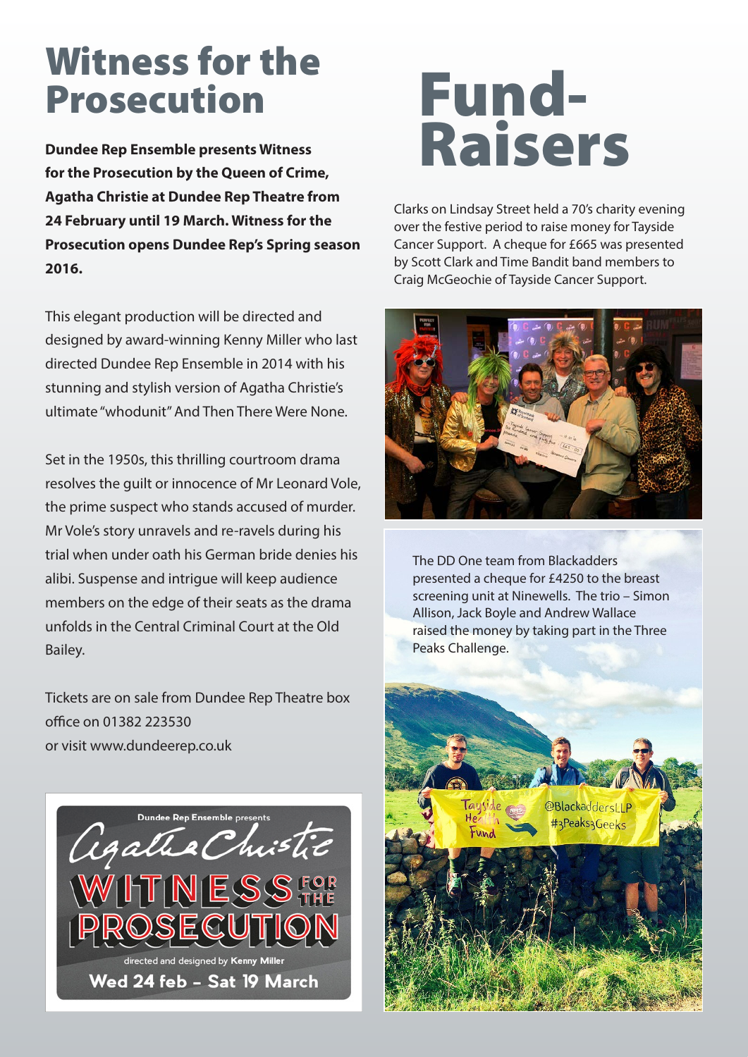# Witness for the Prosecution

**Dundee Rep Ensemble presents Witness for the Prosecution by the Queen of Crime, Agatha Christie at Dundee Rep Theatre from 24 February until 19 March. Witness for the Prosecution opens Dundee Rep's Spring season 2016.**

This elegant production will be directed and designed by award-winning Kenny Miller who last directed Dundee Rep Ensemble in 2014 with his stunning and stylish version of Agatha Christie's ultimate "whodunit" And Then There Were None.

Set in the 1950s, this thrilling courtroom drama resolves the guilt or innocence of Mr Leonard Vole, the prime suspect who stands accused of murder. Mr Vole's story unravels and re-ravels during his trial when under oath his German bride denies his alibi. Suspense and intrigue will keep audience members on the edge of their seats as the drama unfolds in the Central Criminal Court at the Old Bailey.

Tickets are on sale from Dundee Rep Theatre box office on 01382 223530
or visit www.dundeerep.co.uk

Dundee Rep Ensemble presents
Agatha Christie
WITNESS FOR THE PROSECUTION
directed and designed by Kenny Miller
Wed 24 feb – Sat 19 March

# Fund-Raisers

Clarks on Lindsay Street held a 70's charity evening over the festive period to raise money for Tayside Cancer Support. A cheque for £665 was presented by Scott Clark and Time Bandit band members to Craig McGeochie of Tayside Cancer Support.

The DD One team from Blackadders presented a cheque for £4250 to the breast screening unit at Ninewells. The trio – Simon Allison, Jack Boyle and Andrew Wallace raised the money by taking part in the Three Peaks Challenge.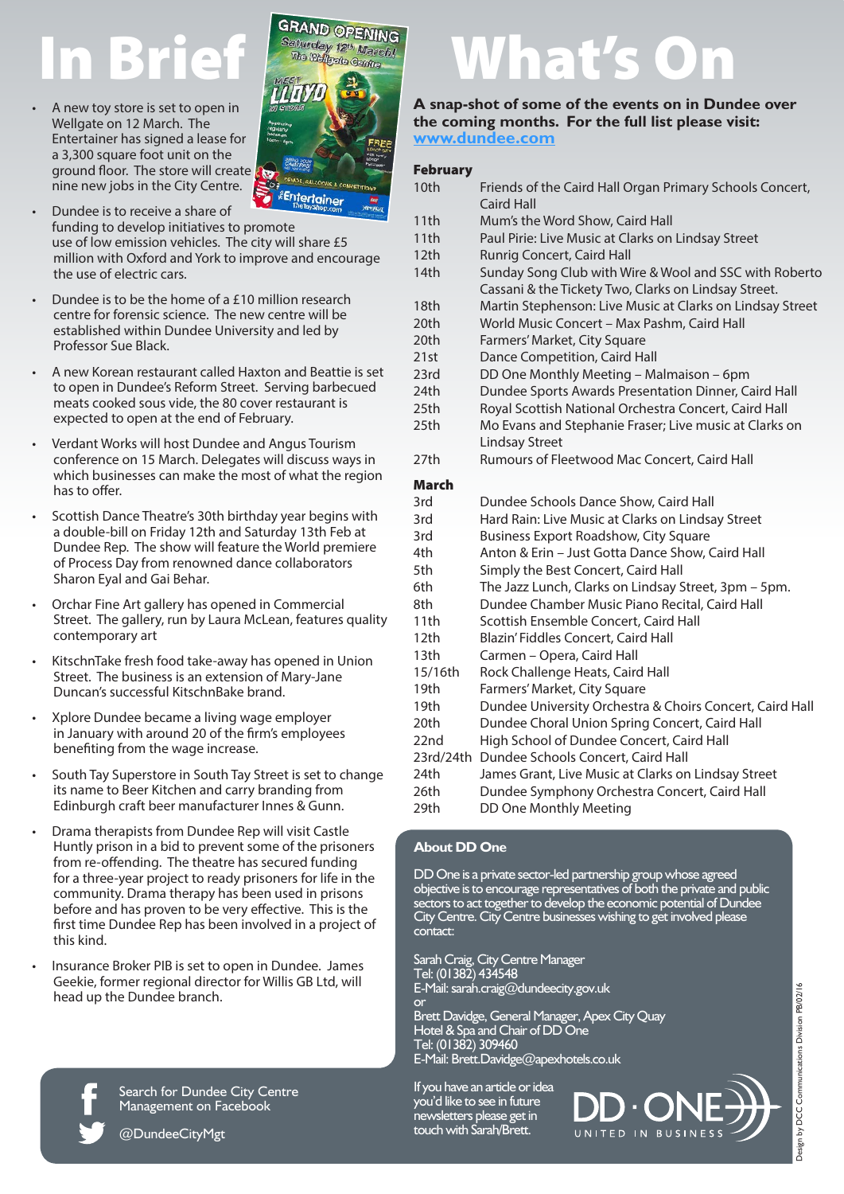# In Brief

- A new toy store is set to open in Wellgate on 12 March. The Entertainer has signed a lease for a 3,300 square foot unit on the ground floor. The store will create nine new jobs in the City Centre.
- Dundee is to receive a share of funding to develop initiatives to promote use of low emission vehicles. The city will share £5 million with Oxford and York to improve and encourage the use of electric cars.
- Dundee is to be the home of a £10 million research centre for forensic science. The new centre will be established within Dundee University and led by Professor Sue Black.
- A new Korean restaurant called Haxton and Beattie is set to open in Dundee's Reform Street. Serving barbecued meats cooked sous vide, the 80 cover restaurant is expected to open at the end of February.
- Verdant Works will host Dundee and Angus Tourism conference on 15 March. Delegates will discuss ways in which businesses can make the most of what the region has to offer.
- Scottish Dance Theatre's 30th birthday year begins with a double-bill on Friday 12th and Saturday 13th Feb at Dundee Rep. The show will feature the World premiere of Process Day from renowned dance collaborators Sharon Eyal and Gai Behar.
- Orchar Fine Art gallery has opened in Commercial Street. The gallery, run by Laura McLean, features quality contemporary art
- KitschnTake fresh food take-away has opened in Union Street. The business is an extension of Mary-Jane Duncan's successful KitschnBake brand.
- Xplore Dundee became a living wage employer in January with around 20 of the firm's employees benefiting from the wage increase.
- South Tay Superstore in South Tay Street is set to change its name to Beer Kitchen and carry branding from Edinburgh craft beer manufacturer Innes & Gunn.
- Drama therapists from Dundee Rep will visit Castle Huntly prison in a bid to prevent some of the prisoners from re-offending. The theatre has secured funding for a three-year project to ready prisoners for life in the community. Drama therapy has been used in prisons before and has proven to be very effective. This is the first time Dundee Rep has been involved in a project of this kind.
- Insurance Broker PIB is set to open in Dundee. James Geekie, former regional director for Willis GB Ltd, will head up the Dundee branch.

Search for Dundee City Centre Management on Facebook

@DundeeCityMgt

# What's On

**A snap-shot of some of the events on in Dundee over the coming months. For the full list please visit: www.dundee.com**

**February**

| | |
|---|---|
| 10th | Friends of the Caird Hall Organ Primary Schools Concert, Caird Hall |
| 11th | Mum's the Word Show, Caird Hall |
| 11th | Paul Pirie: Live Music at Clarks on Lindsay Street |
| 12th | Runrig Concert, Caird Hall |
| 14th | Sunday Song Club with Wire & Wool and SSC with Roberto Cassani & the Tickety Two, Clarks on Lindsay Street. |
| 18th | Martin Stephenson: Live Music at Clarks on Lindsay Street |
| 20th | World Music Concert – Max Pashm, Caird Hall |
| 20th | Farmers' Market, City Square |
| 21st | Dance Competition, Caird Hall |
| 23rd | DD One Monthly Meeting – Malmaison – 6pm |
| 24th | Dundee Sports Awards Presentation Dinner, Caird Hall |
| 25th | Royal Scottish National Orchestra Concert, Caird Hall |
| 25th | Mo Evans and Stephanie Fraser; Live music at Clarks on Lindsay Street |
| 27th | Rumours of Fleetwood Mac Concert, Caird Hall |

**March**

| | |
|---|---|
| 3rd | Dundee Schools Dance Show, Caird Hall |
| 3rd | Hard Rain: Live Music at Clarks on Lindsay Street |
| 3rd | Business Export Roadshow, City Square |
| 4th | Anton & Erin – Just Gotta Dance Show, Caird Hall |
| 5th | Simply the Best Concert, Caird Hall |
| 6th | The Jazz Lunch, Clarks on Lindsay Street, 3pm – 5pm. |
| 8th | Dundee Chamber Music Piano Recital, Caird Hall |
| 11th | Scottish Ensemble Concert, Caird Hall |
| 12th | Blazin' Fiddles Concert, Caird Hall |
| 13th | Carmen – Opera, Caird Hall |
| 15/16th | Rock Challenge Heats, Caird Hall |
| 19th | Farmers' Market, City Square |
| 19th | Dundee University Orchestra & Choirs Concert, Caird Hall |
| 20th | Dundee Choral Union Spring Concert, Caird Hall |
| 22nd | High School of Dundee Concert, Caird Hall |
| 23rd/24th | Dundee Schools Concert, Caird Hall |
| 24th | James Grant, Live Music at Clarks on Lindsay Street |
| 26th | Dundee Symphony Orchestra Concert, Caird Hall |
| 29th | DD One Monthly Meeting |

## About DD One

DD One is a private sector-led partnership group whose agreed objective is to encourage representatives of both the private and public sectors to act together to develop the economic potential of Dundee City Centre. City Centre businesses wishing to get involved please contact:

Sarah Craig, City Centre Manager
Tel: (01382) 434548
E-Mail: sarah.craig@dundeecity.gov.uk
or
Brett Davidge, General Manager, Apex City Quay Hotel & Spa and Chair of DD One
Tel: (01382) 309460
E-Mail: Brett.Davidge@apexhotels.co.uk

If you have an article or idea you'd like to see in future newsletters please get in touch with Sarah/Brett.

DD · ONE
UNITED IN BUSINESS

Design by DCC Communications Division PB/02/16